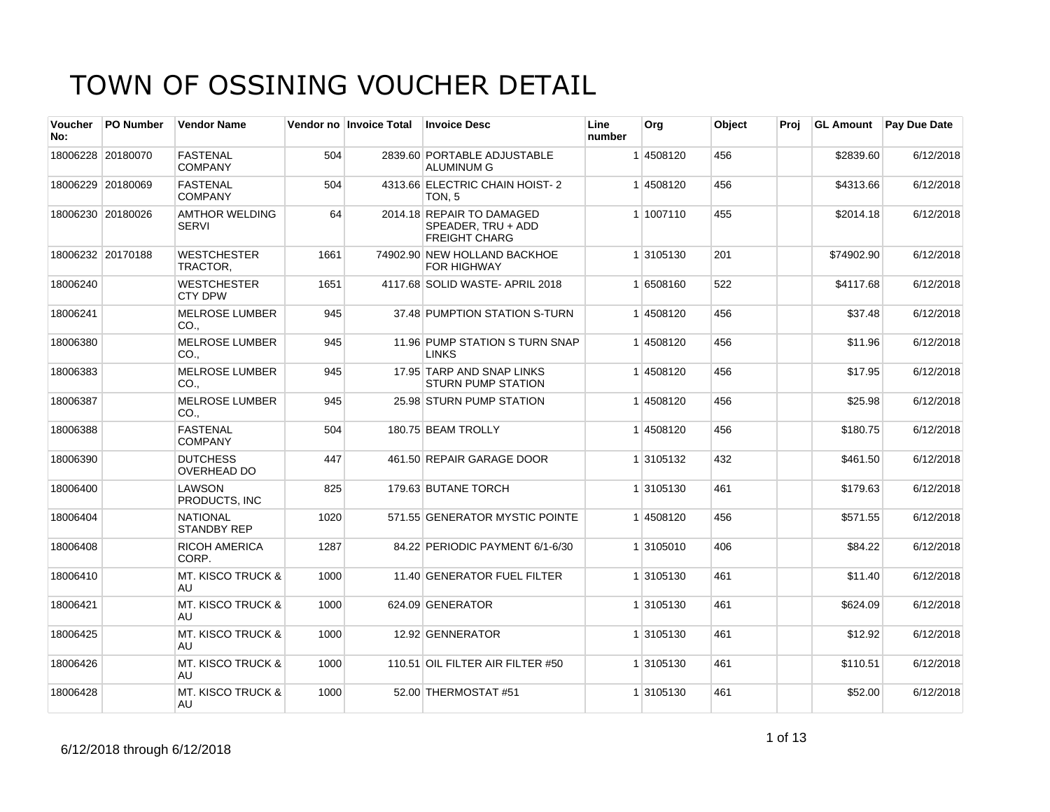# TOWN OF OSSINING VOUCHER DETAIL

| Voucher No: | PO Number | Vendor Name | Vendor no | Invoice Total | Invoice Desc | Line number | Org | Object | Proj | GL Amount | Pay Due Date |
|---|---|---|---|---|---|---|---|---|---|---|---|
| 18006228 | 20180070 | FASTENAL COMPANY | 504 | 2839.60 | PORTABLE ADJUSTABLE ALUMINUM G | 1 | 4508120 | 456 | | $2839.60 | 6/12/2018 |
| 18006229 | 20180069 | FASTENAL COMPANY | 504 | 4313.66 | ELECTRIC CHAIN HOIST- 2 TON, 5 | 1 | 4508120 | 456 | | $4313.66 | 6/12/2018 |
| 18006230 | 20180026 | AMTHOR WELDING SERVI | 64 | 2014.18 | REPAIR TO DAMAGED SPEADER, TRU + ADD FREIGHT CHARG | 1 | 1007110 | 455 | | $2014.18 | 6/12/2018 |
| 18006232 | 20170188 | WESTCHESTER TRACTOR, | 1661 | 74902.90 | NEW HOLLAND BACKHOE FOR HIGHWAY | 1 | 3105130 | 201 | | $74902.90 | 6/12/2018 |
| 18006240 | | WESTCHESTER CTY DPW | 1651 | 4117.68 | SOLID WASTE- APRIL 2018 | 1 | 6508160 | 522 | | $4117.68 | 6/12/2018 |
| 18006241 | | MELROSE LUMBER CO., | 945 | 37.48 | PUMPTION STATION S-TURN | 1 | 4508120 | 456 | | $37.48 | 6/12/2018 |
| 18006380 | | MELROSE LUMBER CO., | 945 | 11.96 | PUMP STATION S TURN SNAP LINKS | 1 | 4508120 | 456 | | $11.96 | 6/12/2018 |
| 18006383 | | MELROSE LUMBER CO., | 945 | 17.95 | TARP AND SNAP LINKS STURN PUMP STATION | 1 | 4508120 | 456 | | $17.95 | 6/12/2018 |
| 18006387 | | MELROSE LUMBER CO., | 945 | 25.98 | STURN PUMP STATION | 1 | 4508120 | 456 | | $25.98 | 6/12/2018 |
| 18006388 | | FASTENAL COMPANY | 504 | 180.75 | BEAM TROLLY | 1 | 4508120 | 456 | | $180.75 | 6/12/2018 |
| 18006390 | | DUTCHESS OVERHEAD DO | 447 | 461.50 | REPAIR GARAGE DOOR | 1 | 3105132 | 432 | | $461.50 | 6/12/2018 |
| 18006400 | | LAWSON PRODUCTS, INC | 825 | 179.63 | BUTANE TORCH | 1 | 3105130 | 461 | | $179.63 | 6/12/2018 |
| 18006404 | | NATIONAL STANDBY REP | 1020 | 571.55 | GENERATOR MYSTIC POINTE | 1 | 4508120 | 456 | | $571.55 | 6/12/2018 |
| 18006408 | | RICOH AMERICA CORP. | 1287 | 84.22 | PERIODIC PAYMENT 6/1-6/30 | 1 | 3105010 | 406 | | $84.22 | 6/12/2018 |
| 18006410 | | MT. KISCO TRUCK & AU | 1000 | 11.40 | GENERATOR FUEL FILTER | 1 | 3105130 | 461 | | $11.40 | 6/12/2018 |
| 18006421 | | MT. KISCO TRUCK & AU | 1000 | 624.09 | GENERATOR | 1 | 3105130 | 461 | | $624.09 | 6/12/2018 |
| 18006425 | | MT. KISCO TRUCK & AU | 1000 | 12.92 | GENNERATOR | 1 | 3105130 | 461 | | $12.92 | 6/12/2018 |
| 18006426 | | MT. KISCO TRUCK & AU | 1000 | 110.51 | OIL FILTER AIR FILTER #50 | 1 | 3105130 | 461 | | $110.51 | 6/12/2018 |
| 18006428 | | MT. KISCO TRUCK & AU | 1000 | 52.00 | THERMOSTAT #51 | 1 | 3105130 | 461 | | $52.00 | 6/12/2018 |

6/12/2018 through 6/12/2018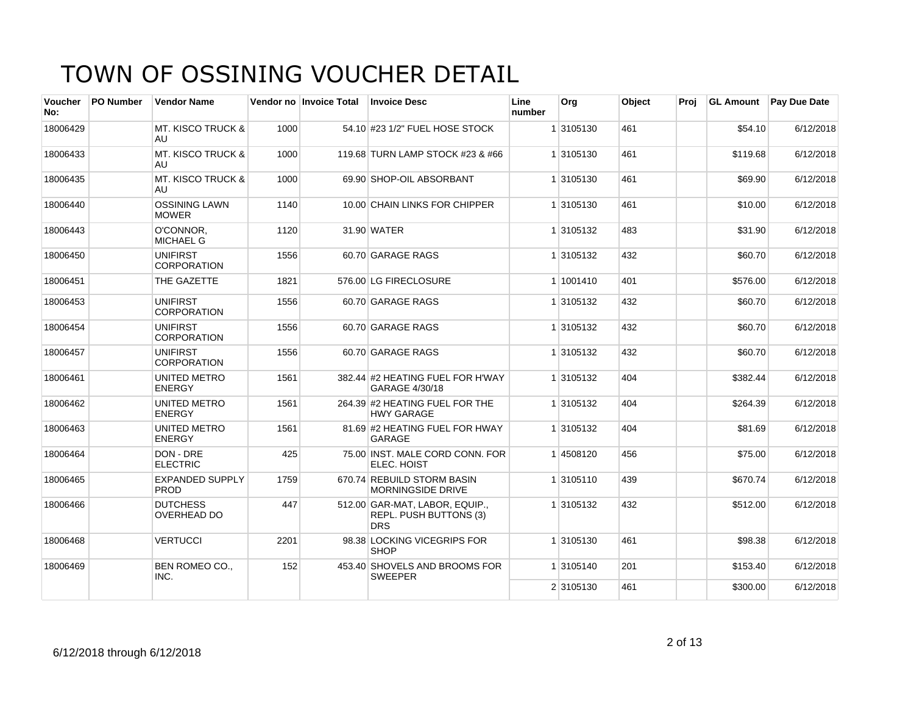# TOWN OF OSSINING VOUCHER DETAIL

| Voucher No: | PO Number | Vendor Name | Vendor no | Invoice Total | Invoice Desc | Line number | Org | Object | Proj | GL Amount | Pay Due Date |
|---|---|---|---|---|---|---|---|---|---|---|---|
| 18006429 | | MT. KISCO TRUCK & AU | 1000 | 54.10 | #23 1/2" FUEL HOSE STOCK | 1 | 3105130 | 461 | | $54.10 | 6/12/2018 |
| 18006433 | | MT. KISCO TRUCK & AU | 1000 | 119.68 | TURN LAMP STOCK #23 & #66 | 1 | 3105130 | 461 | | $119.68 | 6/12/2018 |
| 18006435 | | MT. KISCO TRUCK & AU | 1000 | 69.90 | SHOP-OIL ABSORBANT | 1 | 3105130 | 461 | | $69.90 | 6/12/2018 |
| 18006440 | | OSSINING LAWN MOWER | 1140 | 10.00 | CHAIN LINKS FOR CHIPPER | 1 | 3105130 | 461 | | $10.00 | 6/12/2018 |
| 18006443 | | O'CONNOR, MICHAEL G | 1120 | 31.90 | WATER | 1 | 3105132 | 483 | | $31.90 | 6/12/2018 |
| 18006450 | | UNIFIRST CORPORATION | 1556 | 60.70 | GARAGE RAGS | 1 | 3105132 | 432 | | $60.70 | 6/12/2018 |
| 18006451 | | THE GAZETTE | 1821 | 576.00 | LG FIRECLOSURE | 1 | 1001410 | 401 | | $576.00 | 6/12/2018 |
| 18006453 | | UNIFIRST CORPORATION | 1556 | 60.70 | GARAGE RAGS | 1 | 3105132 | 432 | | $60.70 | 6/12/2018 |
| 18006454 | | UNIFIRST CORPORATION | 1556 | 60.70 | GARAGE RAGS | 1 | 3105132 | 432 | | $60.70 | 6/12/2018 |
| 18006457 | | UNIFIRST CORPORATION | 1556 | 60.70 | GARAGE RAGS | 1 | 3105132 | 432 | | $60.70 | 6/12/2018 |
| 18006461 | | UNITED METRO ENERGY | 1561 | 382.44 | #2 HEATING FUEL FOR H'WAY GARAGE 4/30/18 | 1 | 3105132 | 404 | | $382.44 | 6/12/2018 |
| 18006462 | | UNITED METRO ENERGY | 1561 | 264.39 | #2 HEATING FUEL FOR THE HWY GARAGE | 1 | 3105132 | 404 | | $264.39 | 6/12/2018 |
| 18006463 | | UNITED METRO ENERGY | 1561 | 81.69 | #2 HEATING FUEL FOR HWAY GARAGE | 1 | 3105132 | 404 | | $81.69 | 6/12/2018 |
| 18006464 | | DON - DRE ELECTRIC | 425 | 75.00 | INST. MALE CORD CONN. FOR ELEC. HOIST | 1 | 4508120 | 456 | | $75.00 | 6/12/2018 |
| 18006465 | | EXPANDED SUPPLY PROD | 1759 | 670.74 | REBUILD STORM BASIN MORNINGSIDE DRIVE | 1 | 3105110 | 439 | | $670.74 | 6/12/2018 |
| 18006466 | | DUTCHESS OVERHEAD DO | 447 | 512.00 | GAR-MAT, LABOR, EQUIP., REPL. PUSH BUTTONS (3) DRS | 1 | 3105132 | 432 | | $512.00 | 6/12/2018 |
| 18006468 | | VERTUCCI | 2201 | 98.38 | LOCKING VICEGRIPS FOR SHOP | 1 | 3105130 | 461 | | $98.38 | 6/12/2018 |
| 18006469 | | BEN ROMEO CO., INC. | 152 | 453.40 | SHOVELS AND BROOMS FOR SWEEPER | 1 | 3105140 | 201 | | $153.40 | 6/12/2018 |
| | | | | | | 2 | 3105130 | 461 | | $300.00 | 6/12/2018 |

6/12/2018 through 6/12/2018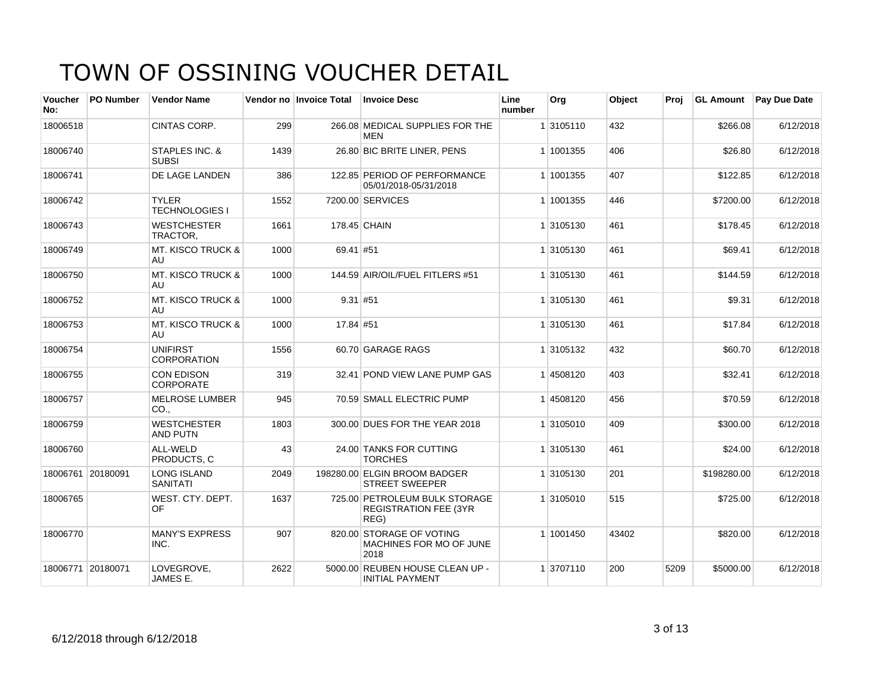# TOWN OF OSSINING VOUCHER DETAIL

| Voucher No: | PO Number | Vendor Name | Vendor no | Invoice Total | Invoice Desc | Line number | Org | Object | Proj | GL Amount | Pay Due Date |
|---|---|---|---|---|---|---|---|---|---|---|---|
| 18006518 | | CINTAS CORP. | 299 | 266.08 | MEDICAL SUPPLIES FOR THE MEN | 1 | 3105110 | 432 | | $266.08 | 6/12/2018 |
| 18006740 | | STAPLES INC. & SUBSI | 1439 | 26.80 | BIC BRITE LINER, PENS | 1 | 1001355 | 406 | | $26.80 | 6/12/2018 |
| 18006741 | | DE LAGE LANDEN | 386 | 122.85 | PERIOD OF PERFORMANCE 05/01/2018-05/31/2018 | 1 | 1001355 | 407 | | $122.85 | 6/12/2018 |
| 18006742 | | TYLER TECHNOLOGIES I | 1552 | 7200.00 | SERVICES | 1 | 1001355 | 446 | | $7200.00 | 6/12/2018 |
| 18006743 | | WESTCHESTER TRACTOR, | 1661 | 178.45 | CHAIN | 1 | 3105130 | 461 | | $178.45 | 6/12/2018 |
| 18006749 | | MT. KISCO TRUCK & AU | 1000 | 69.41 | #51 | 1 | 3105130 | 461 | | $69.41 | 6/12/2018 |
| 18006750 | | MT. KISCO TRUCK & AU | 1000 | 144.59 | AIR/OIL/FUEL FITLERS #51 | 1 | 3105130 | 461 | | $144.59 | 6/12/2018 |
| 18006752 | | MT. KISCO TRUCK & AU | 1000 | 9.31 | #51 | 1 | 3105130 | 461 | | $9.31 | 6/12/2018 |
| 18006753 | | MT. KISCO TRUCK & AU | 1000 | 17.84 | #51 | 1 | 3105130 | 461 | | $17.84 | 6/12/2018 |
| 18006754 | | UNIFIRST CORPORATION | 1556 | 60.70 | GARAGE RAGS | 1 | 3105132 | 432 | | $60.70 | 6/12/2018 |
| 18006755 | | CON EDISON CORPORATE | 319 | 32.41 | POND VIEW LANE PUMP GAS | 1 | 4508120 | 403 | | $32.41 | 6/12/2018 |
| 18006757 | | MELROSE LUMBER CO., | 945 | 70.59 | SMALL ELECTRIC PUMP | 1 | 4508120 | 456 | | $70.59 | 6/12/2018 |
| 18006759 | | WESTCHESTER AND PUTN | 1803 | 300.00 | DUES FOR THE YEAR 2018 | 1 | 3105010 | 409 | | $300.00 | 6/12/2018 |
| 18006760 | | ALL-WELD PRODUCTS, C | 43 | 24.00 | TANKS FOR CUTTING TORCHES | 1 | 3105130 | 461 | | $24.00 | 6/12/2018 |
| 18006761 | 20180091 | LONG ISLAND SANITATI | 2049 | 198280.00 | ELGIN BROOM BADGER STREET SWEEPER | 1 | 3105130 | 201 | | $198280.00 | 6/12/2018 |
| 18006765 | | WEST. CTY. DEPT. OF | 1637 | 725.00 | PETROLEUM BULK STORAGE REGISTRATION FEE (3YR REG) | 1 | 3105010 | 515 | | $725.00 | 6/12/2018 |
| 18006770 | | MANY'S EXPRESS INC. | 907 | 820.00 | STORAGE OF VOTING MACHINES FOR MO OF JUNE 2018 | 1 | 1001450 | 43402 | | $820.00 | 6/12/2018 |
| 18006771 | 20180071 | LOVEGROVE, JAMES E. | 2622 | 5000.00 | REUBEN HOUSE CLEAN UP - INITIAL PAYMENT | 1 | 3707110 | 200 | 5209 | $5000.00 | 6/12/2018 |

6/12/2018 through 6/12/2018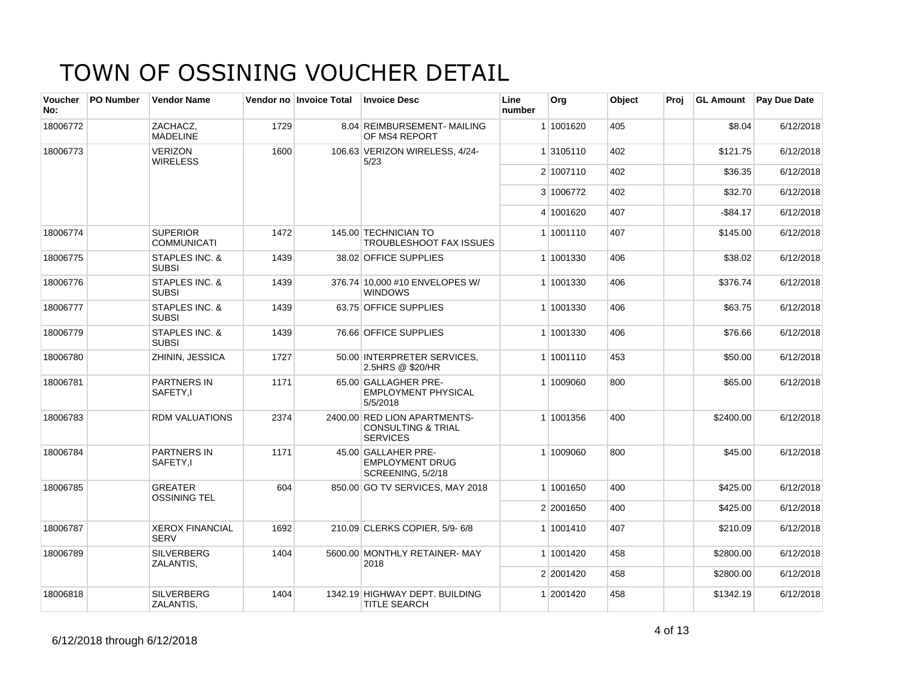# TOWN OF OSSINING VOUCHER DETAIL

| Voucher No: | PO Number | Vendor Name | Vendor no | Invoice Total | Invoice Desc | Line number | Org | Object | Proj | GL Amount | Pay Due Date |
|---|---|---|---|---|---|---|---|---|---|---|---|
| 18006772 | | ZACHACZ, MADELINE | 1729 | 8.04 | REIMBURSEMENT- MAILING OF MS4 REPORT | 1 | 1001620 | 405 | | $8.04 | 6/12/2018 |
| 18006773 | | VERIZON WIRELESS | 1600 | 106.63 | VERIZON WIRELESS, 4/24-5/23 | 1 | 3105110 | 402 | | $121.75 | 6/12/2018 |
| | | | | | | 2 | 1007110 | 402 | | $36.35 | 6/12/2018 |
| | | | | | | 3 | 1006772 | 402 | | $32.70 | 6/12/2018 |
| | | | | | | 4 | 1001620 | 407 | | -$84.17 | 6/12/2018 |
| 18006774 | | SUPERIOR COMMUNICATI | 1472 | 145.00 | TECHNICIAN TO TROUBLESHOOT FAX ISSUES | 1 | 1001110 | 407 | | $145.00 | 6/12/2018 |
| 18006775 | | STAPLES INC. & SUBSI | 1439 | 38.02 | OFFICE SUPPLIES | 1 | 1001330 | 406 | | $38.02 | 6/12/2018 |
| 18006776 | | STAPLES INC. & SUBSI | 1439 | 376.74 | 10,000 #10 ENVELOPES W/ WINDOWS | 1 | 1001330 | 406 | | $376.74 | 6/12/2018 |
| 18006777 | | STAPLES INC. & SUBSI | 1439 | 63.75 | OFFICE SUPPLIES | 1 | 1001330 | 406 | | $63.75 | 6/12/2018 |
| 18006779 | | STAPLES INC. & SUBSI | 1439 | 76.66 | OFFICE SUPPLIES | 1 | 1001330 | 406 | | $76.66 | 6/12/2018 |
| 18006780 | | ZHININ, JESSICA | 1727 | 50.00 | INTERPRETER SERVICES, 2.5HRS @ $20/HR | 1 | 1001110 | 453 | | $50.00 | 6/12/2018 |
| 18006781 | | PARTNERS IN SAFETY,I | 1171 | 65.00 | GALLAGHER PRE-EMPLOYMENT PHYSICAL 5/5/2018 | 1 | 1009060 | 800 | | $65.00 | 6/12/2018 |
| 18006783 | | RDM VALUATIONS | 2374 | 2400.00 | RED LION APARTMENTS-CONSULTING & TRIAL SERVICES | 1 | 1001356 | 400 | | $2400.00 | 6/12/2018 |
| 18006784 | | PARTNERS IN SAFETY,I | 1171 | 45.00 | GALLAHER PRE-EMPLOYMENT DRUG SCREENING, 5/2/18 | 1 | 1009060 | 800 | | $45.00 | 6/12/2018 |
| 18006785 | | GREATER OSSINING TEL | 604 | 850.00 | GO TV SERVICES, MAY 2018 | 1 | 1001650 | 400 | | $425.00 | 6/12/2018 |
| | | | | | | 2 | 2001650 | 400 | | $425.00 | 6/12/2018 |
| 18006787 | | XEROX FINANCIAL SERV | 1692 | 210.09 | CLERKS COPIER, 5/9- 6/8 | 1 | 1001410 | 407 | | $210.09 | 6/12/2018 |
| 18006789 | | SILVERBERG ZALANTIS, | 1404 | 5600.00 | MONTHLY RETAINER- MAY 2018 | 1 | 1001420 | 458 | | $2800.00 | 6/12/2018 |
| | | | | | | 2 | 2001420 | 458 | | $2800.00 | 6/12/2018 |
| 18006818 | | SILVERBERG ZALANTIS, | 1404 | 1342.19 | HIGHWAY DEPT. BUILDING TITLE SEARCH | 1 | 2001420 | 458 | | $1342.19 | 6/12/2018 |

6/12/2018 through 6/12/2018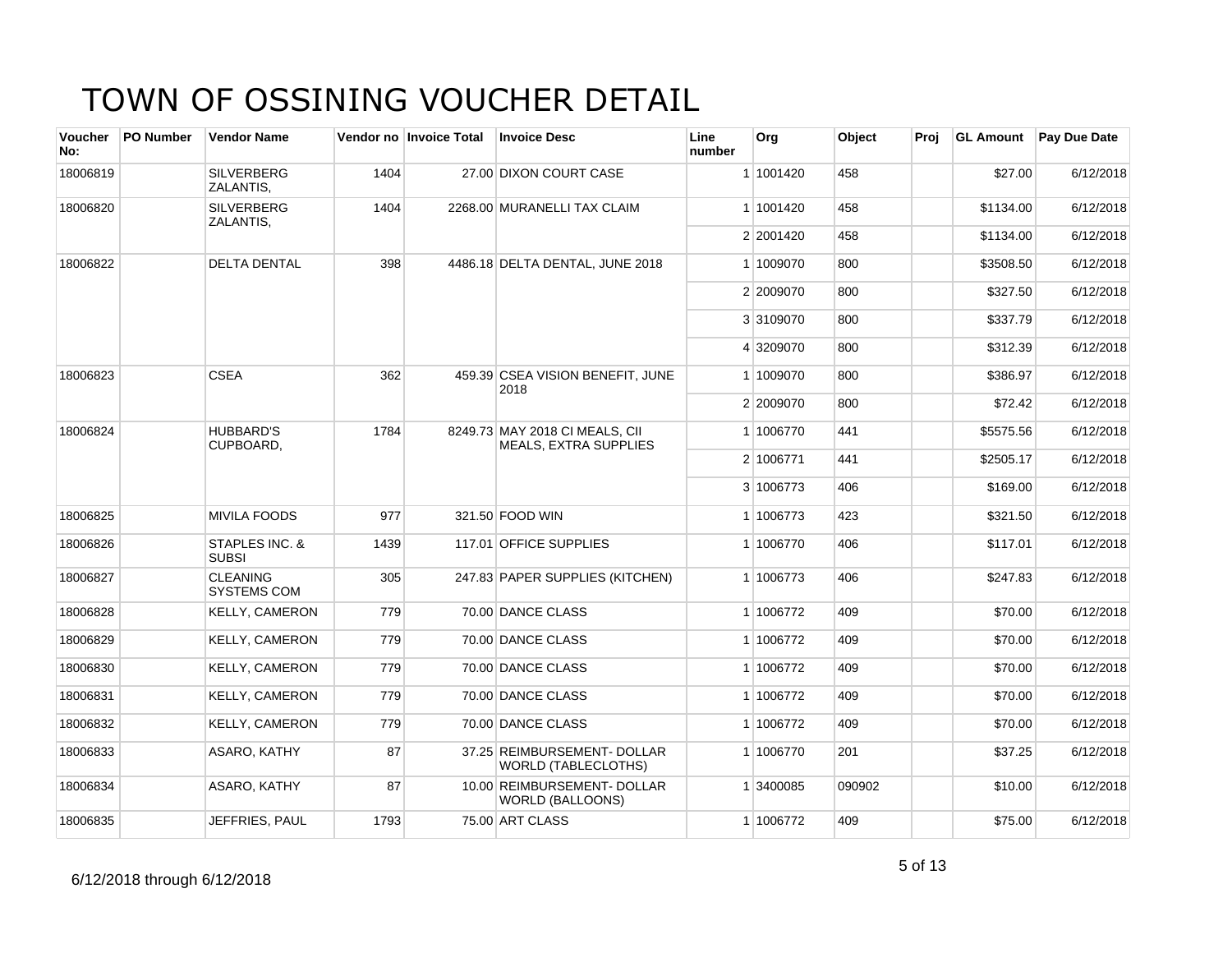# TOWN OF OSSINING VOUCHER DETAIL

| Voucher No: | PO Number | Vendor Name | Vendor no | Invoice Total | Invoice Desc | Line number | Org | Object | Proj | GL Amount | Pay Due Date |
|---|---|---|---|---|---|---|---|---|---|---|---|
| 18006819 | | SILVERBERG ZALANTIS, | 1404 | 27.00 | DIXON COURT CASE | 1 | 1001420 | 458 | | $27.00 | 6/12/2018 |
| 18006820 | | SILVERBERG ZALANTIS, | 1404 | 2268.00 | MURANELLI TAX CLAIM | 1 | 1001420 | 458 | | $1134.00 | 6/12/2018 |
| | | | | | | 2 | 2001420 | 458 | | $1134.00 | 6/12/2018 |
| 18006822 | | DELTA DENTAL | 398 | 4486.18 | DELTA DENTAL, JUNE 2018 | 1 | 1009070 | 800 | | $3508.50 | 6/12/2018 |
| | | | | | | 2 | 2009070 | 800 | | $327.50 | 6/12/2018 |
| | | | | | | 3 | 3109070 | 800 | | $337.79 | 6/12/2018 |
| | | | | | | 4 | 3209070 | 800 | | $312.39 | 6/12/2018 |
| 18006823 | | CSEA | 362 | 459.39 | CSEA VISION BENEFIT, JUNE 2018 | 1 | 1009070 | 800 | | $386.97 | 6/12/2018 |
| | | | | | | 2 | 2009070 | 800 | | $72.42 | 6/12/2018 |
| 18006824 | | HUBBARD'S CUPBOARD, | 1784 | 8249.73 | MAY 2018 CI MEALS, CII MEALS, EXTRA SUPPLIES | 1 | 1006770 | 441 | | $5575.56 | 6/12/2018 |
| | | | | | | 2 | 1006771 | 441 | | $2505.17 | 6/12/2018 |
| | | | | | | 3 | 1006773 | 406 | | $169.00 | 6/12/2018 |
| 18006825 | | MIVILA FOODS | 977 | 321.50 | FOOD WIN | 1 | 1006773 | 423 | | $321.50 | 6/12/2018 |
| 18006826 | | STAPLES INC. & SUBSI | 1439 | 117.01 | OFFICE SUPPLIES | 1 | 1006770 | 406 | | $117.01 | 6/12/2018 |
| 18006827 | | CLEANING SYSTEMS COM | 305 | 247.83 | PAPER SUPPLIES (KITCHEN) | 1 | 1006773 | 406 | | $247.83 | 6/12/2018 |
| 18006828 | | KELLY, CAMERON | 779 | 70.00 | DANCE CLASS | 1 | 1006772 | 409 | | $70.00 | 6/12/2018 |
| 18006829 | | KELLY, CAMERON | 779 | 70.00 | DANCE CLASS | 1 | 1006772 | 409 | | $70.00 | 6/12/2018 |
| 18006830 | | KELLY, CAMERON | 779 | 70.00 | DANCE CLASS | 1 | 1006772 | 409 | | $70.00 | 6/12/2018 |
| 18006831 | | KELLY, CAMERON | 779 | 70.00 | DANCE CLASS | 1 | 1006772 | 409 | | $70.00 | 6/12/2018 |
| 18006832 | | KELLY, CAMERON | 779 | 70.00 | DANCE CLASS | 1 | 1006772 | 409 | | $70.00 | 6/12/2018 |
| 18006833 | | ASARO, KATHY | 87 | 37.25 | REIMBURSEMENT- DOLLAR WORLD (TABLECLOTHS) | 1 | 1006770 | 201 | | $37.25 | 6/12/2018 |
| 18006834 | | ASARO, KATHY | 87 | 10.00 | REIMBURSEMENT- DOLLAR WORLD (BALLOONS) | 1 | 3400085 | 090902 | | $10.00 | 6/12/2018 |
| 18006835 | | JEFFRIES, PAUL | 1793 | 75.00 | ART CLASS | 1 | 1006772 | 409 | | $75.00 | 6/12/2018 |

6/12/2018 through 6/12/2018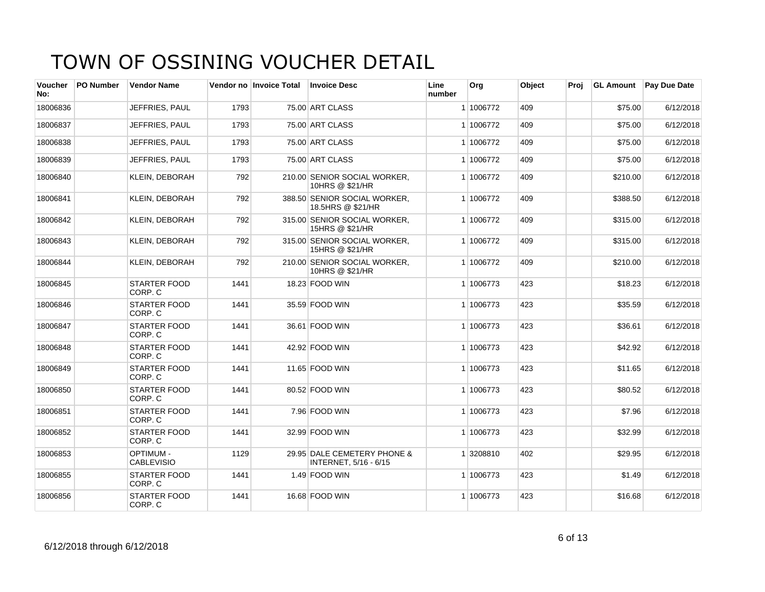# TOWN OF OSSINING VOUCHER DETAIL

| Voucher No: | PO Number | Vendor Name | Vendor no | Invoice Total | Invoice Desc | Line number | Org | Object | Proj | GL Amount | Pay Due Date |
|---|---|---|---|---|---|---|---|---|---|---|---|
| 18006836 | | JEFFRIES, PAUL | 1793 | 75.00 | ART CLASS | 1 | 1006772 | 409 | | $75.00 | 6/12/2018 |
| 18006837 | | JEFFRIES, PAUL | 1793 | 75.00 | ART CLASS | 1 | 1006772 | 409 | | $75.00 | 6/12/2018 |
| 18006838 | | JEFFRIES, PAUL | 1793 | 75.00 | ART CLASS | 1 | 1006772 | 409 | | $75.00 | 6/12/2018 |
| 18006839 | | JEFFRIES, PAUL | 1793 | 75.00 | ART CLASS | 1 | 1006772 | 409 | | $75.00 | 6/12/2018 |
| 18006840 | | KLEIN, DEBORAH | 792 | 210.00 | SENIOR SOCIAL WORKER, 10HRS @ $21/HR | 1 | 1006772 | 409 | | $210.00 | 6/12/2018 |
| 18006841 | | KLEIN, DEBORAH | 792 | 388.50 | SENIOR SOCIAL WORKER, 18.5HRS @ $21/HR | 1 | 1006772 | 409 | | $388.50 | 6/12/2018 |
| 18006842 | | KLEIN, DEBORAH | 792 | 315.00 | SENIOR SOCIAL WORKER, 15HRS @ $21/HR | 1 | 1006772 | 409 | | $315.00 | 6/12/2018 |
| 18006843 | | KLEIN, DEBORAH | 792 | 315.00 | SENIOR SOCIAL WORKER, 15HRS @ $21/HR | 1 | 1006772 | 409 | | $315.00 | 6/12/2018 |
| 18006844 | | KLEIN, DEBORAH | 792 | 210.00 | SENIOR SOCIAL WORKER, 10HRS @ $21/HR | 1 | 1006772 | 409 | | $210.00 | 6/12/2018 |
| 18006845 | | STARTER FOOD CORP. C | 1441 | 18.23 | FOOD WIN | 1 | 1006773 | 423 | | $18.23 | 6/12/2018 |
| 18006846 | | STARTER FOOD CORP. C | 1441 | 35.59 | FOOD WIN | 1 | 1006773 | 423 | | $35.59 | 6/12/2018 |
| 18006847 | | STARTER FOOD CORP. C | 1441 | 36.61 | FOOD WIN | 1 | 1006773 | 423 | | $36.61 | 6/12/2018 |
| 18006848 | | STARTER FOOD CORP. C | 1441 | 42.92 | FOOD WIN | 1 | 1006773 | 423 | | $42.92 | 6/12/2018 |
| 18006849 | | STARTER FOOD CORP. C | 1441 | 11.65 | FOOD WIN | 1 | 1006773 | 423 | | $11.65 | 6/12/2018 |
| 18006850 | | STARTER FOOD CORP. C | 1441 | 80.52 | FOOD WIN | 1 | 1006773 | 423 | | $80.52 | 6/12/2018 |
| 18006851 | | STARTER FOOD CORP. C | 1441 | 7.96 | FOOD WIN | 1 | 1006773 | 423 | | $7.96 | 6/12/2018 |
| 18006852 | | STARTER FOOD CORP. C | 1441 | 32.99 | FOOD WIN | 1 | 1006773 | 423 | | $32.99 | 6/12/2018 |
| 18006853 | | OPTIMUM - CABLEVISIO | 1129 | 29.95 | DALE CEMETERY PHONE & INTERNET, 5/16 - 6/15 | 1 | 3208810 | 402 | | $29.95 | 6/12/2018 |
| 18006855 | | STARTER FOOD CORP. C | 1441 | 1.49 | FOOD WIN | 1 | 1006773 | 423 | | $1.49 | 6/12/2018 |
| 18006856 | | STARTER FOOD CORP. C | 1441 | 16.68 | FOOD WIN | 1 | 1006773 | 423 | | $16.68 | 6/12/2018 |

6/12/2018 through 6/12/2018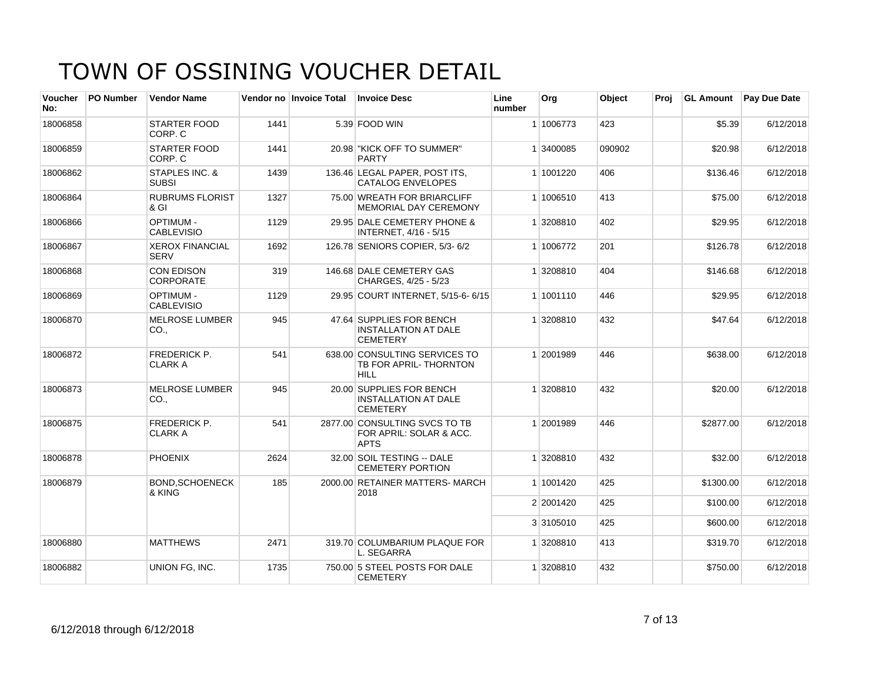# TOWN OF OSSINING VOUCHER DETAIL

| Voucher No: | PO Number | Vendor Name | Vendor no | Invoice Total | Invoice Desc | Line number | Org | Object | Proj | GL Amount | Pay Due Date |
|---|---|---|---|---|---|---|---|---|---|---|---|
| 18006858 | | STARTER FOOD CORP. C | 1441 | 5.39 | FOOD WIN | 1 | 1006773 | 423 | | $5.39 | 6/12/2018 |
| 18006859 | | STARTER FOOD CORP. C | 1441 | 20.98 | "KICK OFF TO SUMMER" PARTY | 1 | 3400085 | 090902 | | $20.98 | 6/12/2018 |
| 18006862 | | STAPLES INC. & SUBSI | 1439 | 136.46 | LEGAL PAPER, POST ITS, CATALOG ENVELOPES | 1 | 1001220 | 406 | | $136.46 | 6/12/2018 |
| 18006864 | | RUBRUMS FLORIST & GI | 1327 | 75.00 | WREATH FOR BRIARCLIFF MEMORIAL DAY CEREMONY | 1 | 1006510 | 413 | | $75.00 | 6/12/2018 |
| 18006866 | | OPTIMUM - CABLEVISIO | 1129 | 29.95 | DALE CEMETERY PHONE & INTERNET, 4/16 - 5/15 | 1 | 3208810 | 402 | | $29.95 | 6/12/2018 |
| 18006867 | | XEROX FINANCIAL SERV | 1692 | 126.78 | SENIORS COPIER, 5/3- 6/2 | 1 | 1006772 | 201 | | $126.78 | 6/12/2018 |
| 18006868 | | CON EDISON CORPORATE | 319 | 146.68 | DALE CEMETERY GAS CHARGES, 4/25 - 5/23 | 1 | 3208810 | 404 | | $146.68 | 6/12/2018 |
| 18006869 | | OPTIMUM - CABLEVISIO | 1129 | 29.95 | COURT INTERNET, 5/15-6- 6/15 | 1 | 1001110 | 446 | | $29.95 | 6/12/2018 |
| 18006870 | | MELROSE LUMBER CO., | 945 | 47.64 | SUPPLIES FOR BENCH INSTALLATION AT DALE CEMETERY | 1 | 3208810 | 432 | | $47.64 | 6/12/2018 |
| 18006872 | | FREDERICK P. CLARK A | 541 | 638.00 | CONSULTING SERVICES TO TB FOR APRIL- THORNTON HILL | 1 | 2001989 | 446 | | $638.00 | 6/12/2018 |
| 18006873 | | MELROSE LUMBER CO., | 945 | 20.00 | SUPPLIES FOR BENCH INSTALLATION AT DALE CEMETERY | 1 | 3208810 | 432 | | $20.00 | 6/12/2018 |
| 18006875 | | FREDERICK P. CLARK A | 541 | 2877.00 | CONSULTING SVCS TO TB FOR APRIL: SOLAR & ACC. APTS | 1 | 2001989 | 446 | | $2877.00 | 6/12/2018 |
| 18006878 | | PHOENIX | 2624 | 32.00 | SOIL TESTING -- DALE CEMETERY PORTION | 1 | 3208810 | 432 | | $32.00 | 6/12/2018 |
| 18006879 | | BOND,SCHOENECK & KING | 185 | 2000.00 | RETAINER MATTERS- MARCH 2018 | 1 | 1001420 | 425 | | $1300.00 | 6/12/2018 |
| | | | | | | 2 | 2001420 | 425 | | $100.00 | 6/12/2018 |
| | | | | | | 3 | 3105010 | 425 | | $600.00 | 6/12/2018 |
| 18006880 | | MATTHEWS | 2471 | 319.70 | COLUMBARIUM PLAQUE FOR L. SEGARRA | 1 | 3208810 | 413 | | $319.70 | 6/12/2018 |
| 18006882 | | UNION FG, INC. | 1735 | 750.00 | 5 STEEL POSTS FOR DALE CEMETERY | 1 | 3208810 | 432 | | $750.00 | 6/12/2018 |

6/12/2018 through 6/12/2018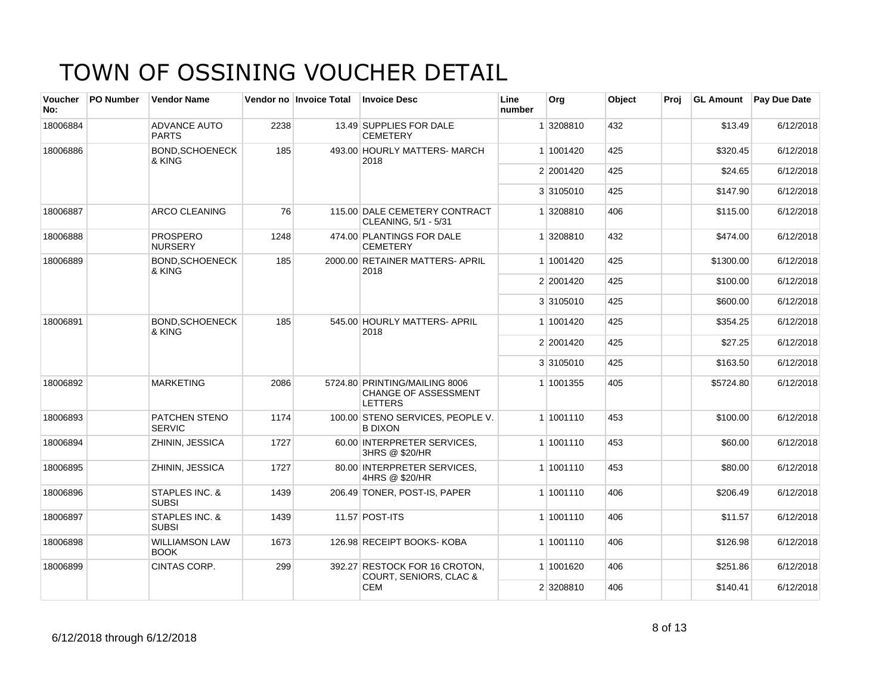# TOWN OF OSSINING VOUCHER DETAIL

| Voucher No: | PO Number | Vendor Name | Vendor no | Invoice Total | Invoice Desc | Line number | Org | Object | Proj | GL Amount | Pay Due Date |
|---|---|---|---|---|---|---|---|---|---|---|---|
| 18006884 | | ADVANCE AUTO PARTS | 2238 | 13.49 | SUPPLIES FOR DALE CEMETERY | 1 | 3208810 | 432 | | $13.49 | 6/12/2018 |
| 18006886 | | BOND,SCHOENECK & KING | 185 | 493.00 | HOURLY MATTERS- MARCH 2018 | 1 | 1001420 | 425 | | $320.45 | 6/12/2018 |
| | | | | | | 2 | 2001420 | 425 | | $24.65 | 6/12/2018 |
| | | | | | | 3 | 3105010 | 425 | | $147.90 | 6/12/2018 |
| 18006887 | | ARCO CLEANING | 76 | 115.00 | DALE CEMETERY CONTRACT CLEANING, 5/1 - 5/31 | 1 | 3208810 | 406 | | $115.00 | 6/12/2018 |
| 18006888 | | PROSPERO NURSERY | 1248 | 474.00 | PLANTINGS FOR DALE CEMETERY | 1 | 3208810 | 432 | | $474.00 | 6/12/2018 |
| 18006889 | | BOND,SCHOENECK & KING | 185 | 2000.00 | RETAINER MATTERS- APRIL 2018 | 1 | 1001420 | 425 | | $1300.00 | 6/12/2018 |
| | | | | | | 2 | 2001420 | 425 | | $100.00 | 6/12/2018 |
| | | | | | | 3 | 3105010 | 425 | | $600.00 | 6/12/2018 |
| 18006891 | | BOND,SCHOENECK & KING | 185 | 545.00 | HOURLY MATTERS- APRIL 2018 | 1 | 1001420 | 425 | | $354.25 | 6/12/2018 |
| | | | | | | 2 | 2001420 | 425 | | $27.25 | 6/12/2018 |
| | | | | | | 3 | 3105010 | 425 | | $163.50 | 6/12/2018 |
| 18006892 | | MARKETING | 2086 | 5724.80 | PRINTING/MAILING 8006 CHANGE OF ASSESSMENT LETTERS | 1 | 1001355 | 405 | | $5724.80 | 6/12/2018 |
| 18006893 | | PATCHEN STENO SERVIC | 1174 | 100.00 | STENO SERVICES, PEOPLE V. B DIXON | 1 | 1001110 | 453 | | $100.00 | 6/12/2018 |
| 18006894 | | ZHININ, JESSICA | 1727 | 60.00 | INTERPRETER SERVICES, 3HRS @ $20/HR | 1 | 1001110 | 453 | | $60.00 | 6/12/2018 |
| 18006895 | | ZHININ, JESSICA | 1727 | 80.00 | INTERPRETER SERVICES, 4HRS @ $20/HR | 1 | 1001110 | 453 | | $80.00 | 6/12/2018 |
| 18006896 | | STAPLES INC. & SUBSI | 1439 | 206.49 | TONER, POST-IS, PAPER | 1 | 1001110 | 406 | | $206.49 | 6/12/2018 |
| 18006897 | | STAPLES INC. & SUBSI | 1439 | 11.57 | POST-ITS | 1 | 1001110 | 406 | | $11.57 | 6/12/2018 |
| 18006898 | | WILLIAMSON LAW BOOK | 1673 | 126.98 | RECEIPT BOOKS- KOBA | 1 | 1001110 | 406 | | $126.98 | 6/12/2018 |
| 18006899 | | CINTAS CORP. | 299 | 392.27 | RESTOCK FOR 16 CROTON, COURT, SENIORS, CLAC & CEM | 1 | 1001620 | 406 | | $251.86 | 6/12/2018 |
| | | | | | | 2 | 3208810 | 406 | | $140.41 | 6/12/2018 |

6/12/2018 through 6/12/2018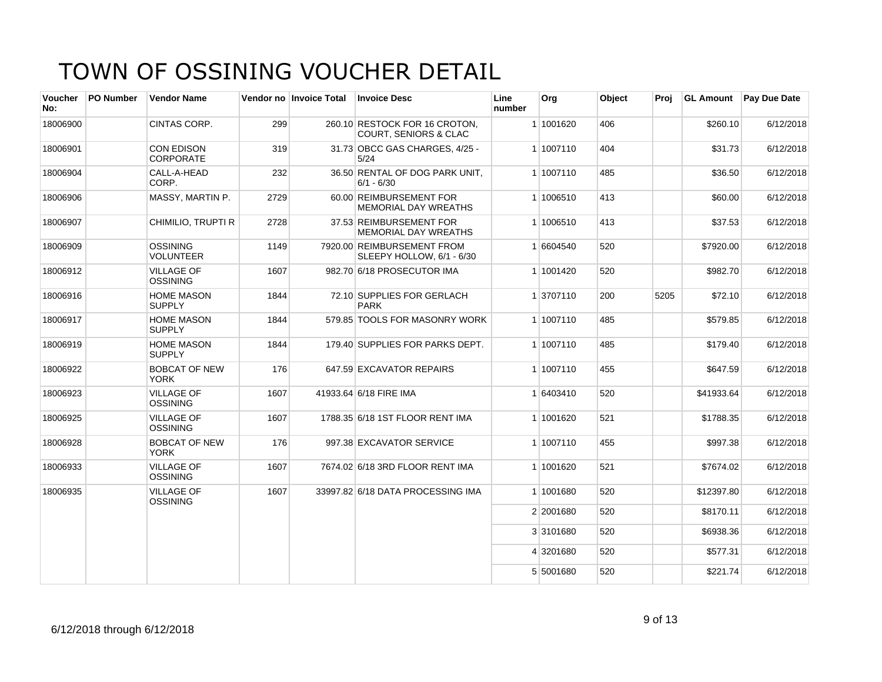# TOWN OF OSSINING VOUCHER DETAIL

| Voucher No: | PO Number | Vendor Name | Vendor no | Invoice Total | Invoice Desc | Line number | Org | Object | Proj | GL Amount | Pay Due Date |
|---|---|---|---|---|---|---|---|---|---|---|---|
| 18006900 | | CINTAS CORP. | 299 | 260.10 | RESTOCK FOR 16 CROTON, COURT, SENIORS & CLAC | 1 | 1001620 | 406 | | $260.10 | 6/12/2018 |
| 18006901 | | CON EDISON CORPORATE | 319 | 31.73 | OBCC GAS CHARGES, 4/25 - 5/24 | 1 | 1007110 | 404 | | $31.73 | 6/12/2018 |
| 18006904 | | CALL-A-HEAD CORP. | 232 | 36.50 | RENTAL OF DOG PARK UNIT, 6/1 - 6/30 | 1 | 1007110 | 485 | | $36.50 | 6/12/2018 |
| 18006906 | | MASSY, MARTIN P. | 2729 | 60.00 | REIMBURSEMENT FOR MEMORIAL DAY WREATHS | 1 | 1006510 | 413 | | $60.00 | 6/12/2018 |
| 18006907 | | CHIMILIO, TRUPTI R | 2728 | 37.53 | REIMBURSEMENT FOR MEMORIAL DAY WREATHS | 1 | 1006510 | 413 | | $37.53 | 6/12/2018 |
| 18006909 | | OSSINING VOLUNTEER | 1149 | 7920.00 | REIMBURSEMENT FROM SLEEPY HOLLOW, 6/1 - 6/30 | 1 | 6604540 | 520 | | $7920.00 | 6/12/2018 |
| 18006912 | | VILLAGE OF OSSINING | 1607 | 982.70 | 6/18 PROSECUTOR IMA | 1 | 1001420 | 520 | | $982.70 | 6/12/2018 |
| 18006916 | | HOME MASON SUPPLY | 1844 | 72.10 | SUPPLIES FOR GERLACH PARK | 1 | 3707110 | 200 | 5205 | $72.10 | 6/12/2018 |
| 18006917 | | HOME MASON SUPPLY | 1844 | 579.85 | TOOLS FOR MASONRY WORK | 1 | 1007110 | 485 | | $579.85 | 6/12/2018 |
| 18006919 | | HOME MASON SUPPLY | 1844 | 179.40 | SUPPLIES FOR PARKS DEPT. | 1 | 1007110 | 485 | | $179.40 | 6/12/2018 |
| 18006922 | | BOBCAT OF NEW YORK | 176 | 647.59 | EXCAVATOR REPAIRS | 1 | 1007110 | 455 | | $647.59 | 6/12/2018 |
| 18006923 | | VILLAGE OF OSSINING | 1607 | 41933.64 | 6/18 FIRE IMA | 1 | 6403410 | 520 | | $41933.64 | 6/12/2018 |
| 18006925 | | VILLAGE OF OSSINING | 1607 | 1788.35 | 6/18 1ST FLOOR RENT IMA | 1 | 1001620 | 521 | | $1788.35 | 6/12/2018 |
| 18006928 | | BOBCAT OF NEW YORK | 176 | 997.38 | EXCAVATOR SERVICE | 1 | 1007110 | 455 | | $997.38 | 6/12/2018 |
| 18006933 | | VILLAGE OF OSSINING | 1607 | 7674.02 | 6/18 3RD FLOOR RENT IMA | 1 | 1001620 | 521 | | $7674.02 | 6/12/2018 |
| 18006935 | | VILLAGE OF OSSINING | 1607 | 33997.82 | 6/18 DATA PROCESSING IMA | 1 | 1001680 | 520 | | $12397.80 | 6/12/2018 |
| | | | | | | 2 | 2001680 | 520 | | $8170.11 | 6/12/2018 |
| | | | | | | 3 | 3101680 | 520 | | $6938.36 | 6/12/2018 |
| | | | | | | 4 | 3201680 | 520 | | $577.31 | 6/12/2018 |
| | | | | | | 5 | 5001680 | 520 | | $221.74 | 6/12/2018 |

6/12/2018 through 6/12/2018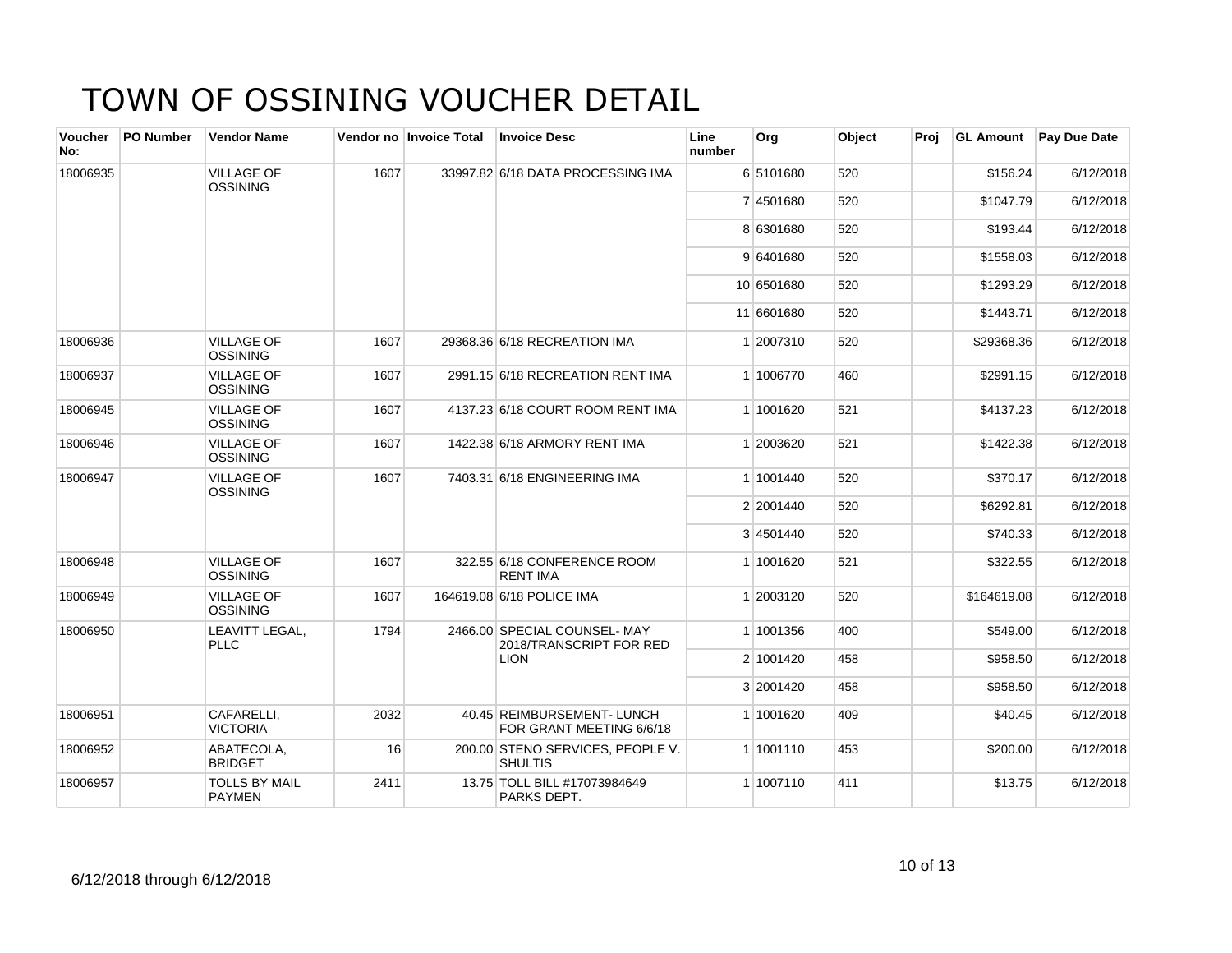# TOWN OF OSSINING VOUCHER DETAIL

| Voucher No: | PO Number | Vendor Name | Vendor no | Invoice Total | Invoice Desc | Line number | Org | Object | Proj | GL Amount | Pay Due Date |
|---|---|---|---|---|---|---|---|---|---|---|---|
| 18006935 | | VILLAGE OF OSSINING | 1607 | 33997.82 | 6/18 DATA PROCESSING IMA | 6 | 5101680 | 520 | | $156.24 | 6/12/2018 |
| | | | | | | 7 | 4501680 | 520 | | $1047.79 | 6/12/2018 |
| | | | | | | 8 | 6301680 | 520 | | $193.44 | 6/12/2018 |
| | | | | | | 9 | 6401680 | 520 | | $1558.03 | 6/12/2018 |
| | | | | | | 10 | 6501680 | 520 | | $1293.29 | 6/12/2018 |
| | | | | | | 11 | 6601680 | 520 | | $1443.71 | 6/12/2018 |
| 18006936 | | VILLAGE OF OSSINING | 1607 | 29368.36 | 6/18 RECREATION IMA | 1 | 2007310 | 520 | | $29368.36 | 6/12/2018 |
| 18006937 | | VILLAGE OF OSSINING | 1607 | 2991.15 | 6/18 RECREATION RENT IMA | 1 | 1006770 | 460 | | $2991.15 | 6/12/2018 |
| 18006945 | | VILLAGE OF OSSINING | 1607 | 4137.23 | 6/18 COURT ROOM RENT IMA | 1 | 1001620 | 521 | | $4137.23 | 6/12/2018 |
| 18006946 | | VILLAGE OF OSSINING | 1607 | 1422.38 | 6/18 ARMORY RENT IMA | 1 | 2003620 | 521 | | $1422.38 | 6/12/2018 |
| 18006947 | | VILLAGE OF OSSINING | 1607 | 7403.31 | 6/18 ENGINEERING IMA | 1 | 1001440 | 520 | | $370.17 | 6/12/2018 |
| | | | | | | 2 | 2001440 | 520 | | $6292.81 | 6/12/2018 |
| | | | | | | 3 | 4501440 | 520 | | $740.33 | 6/12/2018 |
| 18006948 | | VILLAGE OF OSSINING | 1607 | 322.55 | 6/18 CONFERENCE ROOM RENT IMA | 1 | 1001620 | 521 | | $322.55 | 6/12/2018 |
| 18006949 | | VILLAGE OF OSSINING | 1607 | 164619.08 | 6/18 POLICE IMA | 1 | 2003120 | 520 | | $164619.08 | 6/12/2018 |
| 18006950 | | LEAVITT LEGAL, PLLC | 1794 | 2466.00 | SPECIAL COUNSEL- MAY 2018/TRANSCRIPT FOR RED LION | 1 | 1001356 | 400 | | $549.00 | 6/12/2018 |
| | | | | | | 2 | 1001420 | 458 | | $958.50 | 6/12/2018 |
| | | | | | | 3 | 2001420 | 458 | | $958.50 | 6/12/2018 |
| 18006951 | | CAFARELLI, VICTORIA | 2032 | 40.45 | REIMBURSEMENT- LUNCH FOR GRANT MEETING 6/6/18 | 1 | 1001620 | 409 | | $40.45 | 6/12/2018 |
| 18006952 | | ABATECOLA, BRIDGET | 16 | 200.00 | STENO SERVICES, PEOPLE V. SHULTIS | 1 | 1001110 | 453 | | $200.00 | 6/12/2018 |
| 18006957 | | TOLLS BY MAIL PAYMEN | 2411 | 13.75 | TOLL BILL #17073984649 PARKS DEPT. | 1 | 1007110 | 411 | | $13.75 | 6/12/2018 |

6/12/2018 through 6/12/2018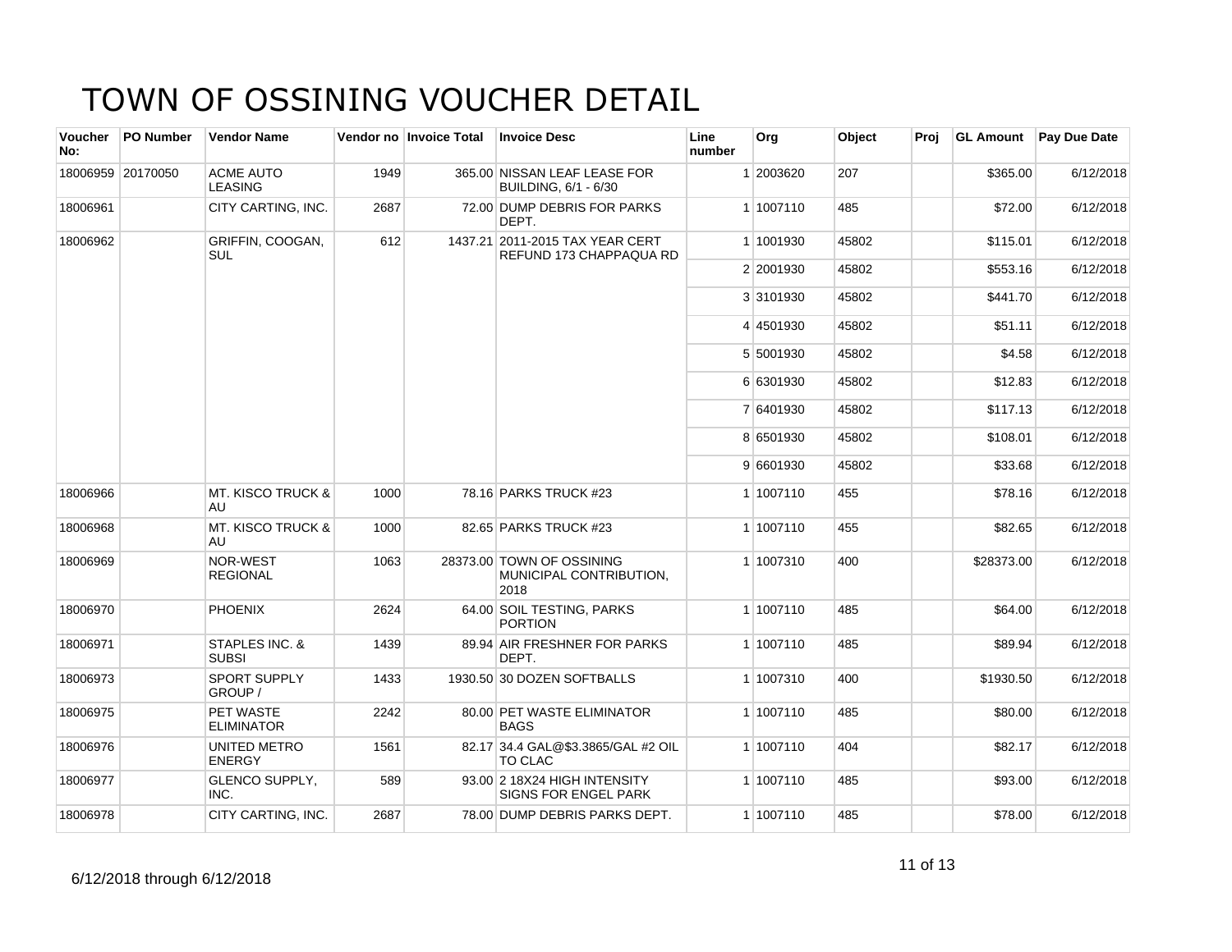# TOWN OF OSSINING VOUCHER DETAIL

| Voucher No: | PO Number | Vendor Name | Vendor no | Invoice Total | Invoice Desc | Line number | Org | Object | Proj | GL Amount | Pay Due Date |
|---|---|---|---|---|---|---|---|---|---|---|---|
| 18006959 | 20170050 | ACME AUTO LEASING | 1949 | 365.00 | NISSAN LEAF LEASE FOR BUILDING, 6/1 - 6/30 | 1 | 2003620 | 207 | | $365.00 | 6/12/2018 |
| 18006961 | | CITY CARTING, INC. | 2687 | 72.00 | DUMP DEBRIS FOR PARKS DEPT. | 1 | 1007110 | 485 | | $72.00 | 6/12/2018 |
| 18006962 | | GRIFFIN, COOGAN, SUL | 612 | 1437.21 | 2011-2015 TAX YEAR CERT REFUND 173 CHAPPAQUA RD | 1 | 1001930 | 45802 | | $115.01 | 6/12/2018 |
| | | | | | | 2 | 2001930 | 45802 | | $553.16 | 6/12/2018 |
| | | | | | | 3 | 3101930 | 45802 | | $441.70 | 6/12/2018 |
| | | | | | | 4 | 4501930 | 45802 | | $51.11 | 6/12/2018 |
| | | | | | | 5 | 5001930 | 45802 | | $4.58 | 6/12/2018 |
| | | | | | | 6 | 6301930 | 45802 | | $12.83 | 6/12/2018 |
| | | | | | | 7 | 6401930 | 45802 | | $117.13 | 6/12/2018 |
| | | | | | | 8 | 6501930 | 45802 | | $108.01 | 6/12/2018 |
| | | | | | | 9 | 6601930 | 45802 | | $33.68 | 6/12/2018 |
| 18006966 | | MT. KISCO TRUCK & AU | 1000 | 78.16 | PARKS TRUCK #23 | 1 | 1007110 | 455 | | $78.16 | 6/12/2018 |
| 18006968 | | MT. KISCO TRUCK & AU | 1000 | 82.65 | PARKS TRUCK #23 | 1 | 1007110 | 455 | | $82.65 | 6/12/2018 |
| 18006969 | | NOR-WEST REGIONAL | 1063 | 28373.00 | TOWN OF OSSINING MUNICIPAL CONTRIBUTION, 2018 | 1 | 1007310 | 400 | | $28373.00 | 6/12/2018 |
| 18006970 | | PHOENIX | 2624 | 64.00 | SOIL TESTING, PARKS PORTION | 1 | 1007110 | 485 | | $64.00 | 6/12/2018 |
| 18006971 | | STAPLES INC. & SUBSI | 1439 | 89.94 | AIR FRESHNER FOR PARKS DEPT. | 1 | 1007110 | 485 | | $89.94 | 6/12/2018 |
| 18006973 | | SPORT SUPPLY GROUP / | 1433 | 1930.50 | 30 DOZEN SOFTBALLS | 1 | 1007310 | 400 | | $1930.50 | 6/12/2018 |
| 18006975 | | PET WASTE ELIMINATOR | 2242 | 80.00 | PET WASTE ELIMINATOR BAGS | 1 | 1007110 | 485 | | $80.00 | 6/12/2018 |
| 18006976 | | UNITED METRO ENERGY | 1561 | 82.17 | 34.4 GAL@$3.3865/GAL #2 OIL TO CLAC | 1 | 1007110 | 404 | | $82.17 | 6/12/2018 |
| 18006977 | | GLENCO SUPPLY, INC. | 589 | 93.00 | 2 18X24 HIGH INTENSITY SIGNS FOR ENGEL PARK | 1 | 1007110 | 485 | | $93.00 | 6/12/2018 |
| 18006978 | | CITY CARTING, INC. | 2687 | 78.00 | DUMP DEBRIS PARKS DEPT. | 1 | 1007110 | 485 | | $78.00 | 6/12/2018 |

6/12/2018 through 6/12/2018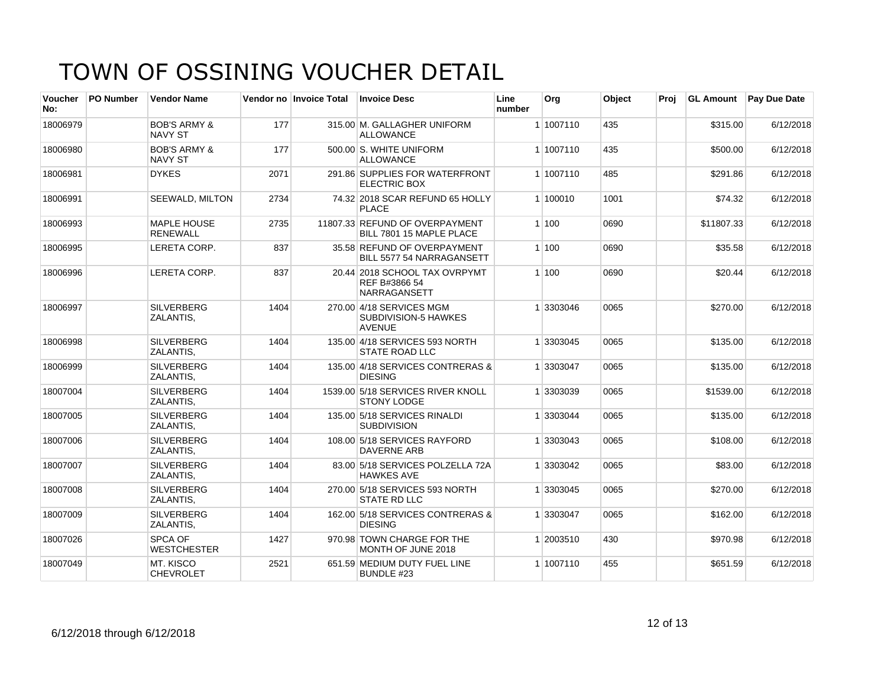# TOWN OF OSSINING VOUCHER DETAIL

| Voucher No: | PO Number | Vendor Name | Vendor no | Invoice Total | Invoice Desc | Line number | Org | Object | Proj | GL Amount | Pay Due Date |
|---|---|---|---|---|---|---|---|---|---|---|---|
| 18006979 | | BOB'S ARMY & NAVY ST | 177 | 315.00 | M. GALLAGHER UNIFORM ALLOWANCE | 1 | 1007110 | 435 | | $315.00 | 6/12/2018 |
| 18006980 | | BOB'S ARMY & NAVY ST | 177 | 500.00 | S. WHITE UNIFORM ALLOWANCE | 1 | 1007110 | 435 | | $500.00 | 6/12/2018 |
| 18006981 | | DYKES | 2071 | 291.86 | SUPPLIES FOR WATERFRONT ELECTRIC BOX | 1 | 1007110 | 485 | | $291.86 | 6/12/2018 |
| 18006991 | | SEEWALD, MILTON | 2734 | 74.32 | 2018 SCAR REFUND 65 HOLLY PLACE | 1 | 100010 | 1001 | | $74.32 | 6/12/2018 |
| 18006993 | | MAPLE HOUSE RENEWALL | 2735 | 11807.33 | REFUND OF OVERPAYMENT BILL 7801 15 MAPLE PLACE | 1 | 100 | 0690 | | $11807.33 | 6/12/2018 |
| 18006995 | | LERETA CORP. | 837 | 35.58 | REFUND OF OVERPAYMENT BILL 5577 54 NARRAGANSETT | 1 | 100 | 0690 | | $35.58 | 6/12/2018 |
| 18006996 | | LERETA CORP. | 837 | 20.44 | 2018 SCHOOL TAX OVRPYMT REF B#3866 54 NARRAGANSETT | 1 | 100 | 0690 | | $20.44 | 6/12/2018 |
| 18006997 | | SILVERBERG ZALANTIS, | 1404 | 270.00 | 4/18 SERVICES MGM SUBDIVISION-5 HAWKES AVENUE | 1 | 3303046 | 0065 | | $270.00 | 6/12/2018 |
| 18006998 | | SILVERBERG ZALANTIS, | 1404 | 135.00 | 4/18 SERVICES 593 NORTH STATE ROAD LLC | 1 | 3303045 | 0065 | | $135.00 | 6/12/2018 |
| 18006999 | | SILVERBERG ZALANTIS, | 1404 | 135.00 | 4/18 SERVICES CONTRERAS & DIESING | 1 | 3303047 | 0065 | | $135.00 | 6/12/2018 |
| 18007004 | | SILVERBERG ZALANTIS, | 1404 | 1539.00 | 5/18 SERVICES RIVER KNOLL STONY LODGE | 1 | 3303039 | 0065 | | $1539.00 | 6/12/2018 |
| 18007005 | | SILVERBERG ZALANTIS, | 1404 | 135.00 | 5/18 SERVICES RINALDI SUBDIVISION | 1 | 3303044 | 0065 | | $135.00 | 6/12/2018 |
| 18007006 | | SILVERBERG ZALANTIS, | 1404 | 108.00 | 5/18 SERVICES RAYFORD DAVERNE ARB | 1 | 3303043 | 0065 | | $108.00 | 6/12/2018 |
| 18007007 | | SILVERBERG ZALANTIS, | 1404 | 83.00 | 5/18 SERVICES POLZELLA 72A HAWKES AVE | 1 | 3303042 | 0065 | | $83.00 | 6/12/2018 |
| 18007008 | | SILVERBERG ZALANTIS, | 1404 | 270.00 | 5/18 SERVICES 593 NORTH STATE RD LLC | 1 | 3303045 | 0065 | | $270.00 | 6/12/2018 |
| 18007009 | | SILVERBERG ZALANTIS, | 1404 | 162.00 | 5/18 SERVICES CONTRERAS & DIESING | 1 | 3303047 | 0065 | | $162.00 | 6/12/2018 |
| 18007026 | | SPCA OF WESTCHESTER | 1427 | 970.98 | TOWN CHARGE FOR THE MONTH OF JUNE 2018 | 1 | 2003510 | 430 | | $970.98 | 6/12/2018 |
| 18007049 | | MT. KISCO CHEVROLET | 2521 | 651.59 | MEDIUM DUTY FUEL LINE BUNDLE #23 | 1 | 1007110 | 455 | | $651.59 | 6/12/2018 |

6/12/2018 through 6/12/2018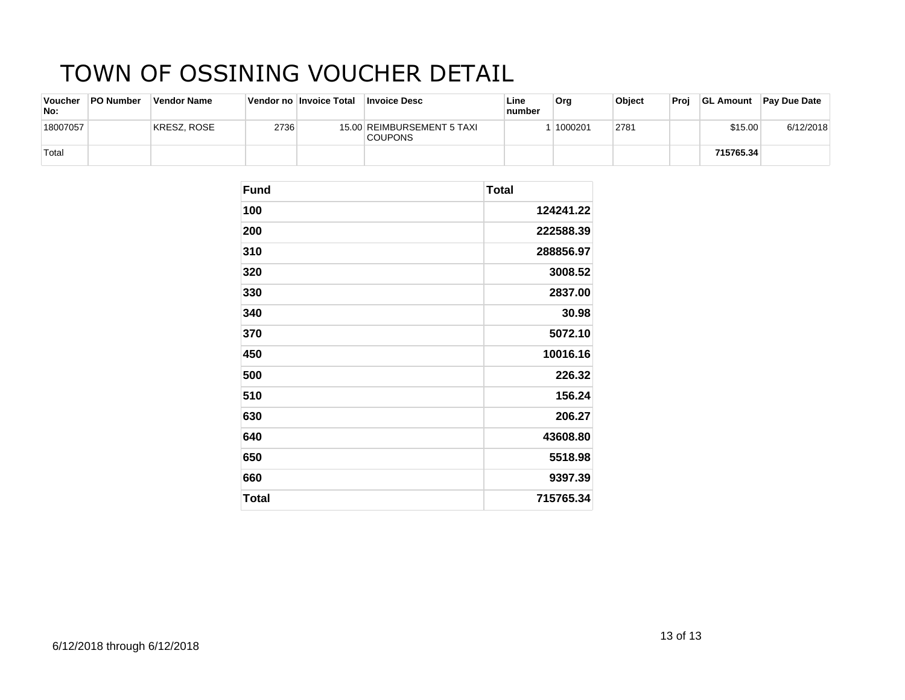# TOWN OF OSSINING VOUCHER DETAIL

| Voucher No: | PO Number | Vendor Name | Vendor no | Invoice Total | Invoice Desc | Line number | Org | Object | Proj | GL Amount | Pay Due Date |
|---|---|---|---|---|---|---|---|---|---|---|---|
| 18007057 | | KRESZ, ROSE | 2736 | 15.00 | REIMBURSEMENT 5 TAXI COUPONS | 1 | 1000201 | 2781 | | $15.00 | 6/12/2018 |
| Total | | | | | | | | | | **715765.34** | |

| Fund | Total |
|---|---|
| **100** | **124241.22** |
| **200** | **222588.39** |
| **310** | **288856.97** |
| **320** | **3008.52** |
| **330** | **2837.00** |
| **340** | **30.98** |
| **370** | **5072.10** |
| **450** | **10016.16** |
| **500** | **226.32** |
| **510** | **156.24** |
| **630** | **206.27** |
| **640** | **43608.80** |
| **650** | **5518.98** |
| **660** | **9397.39** |
| **Total** | **715765.34** |

6/12/2018 through 6/12/2018